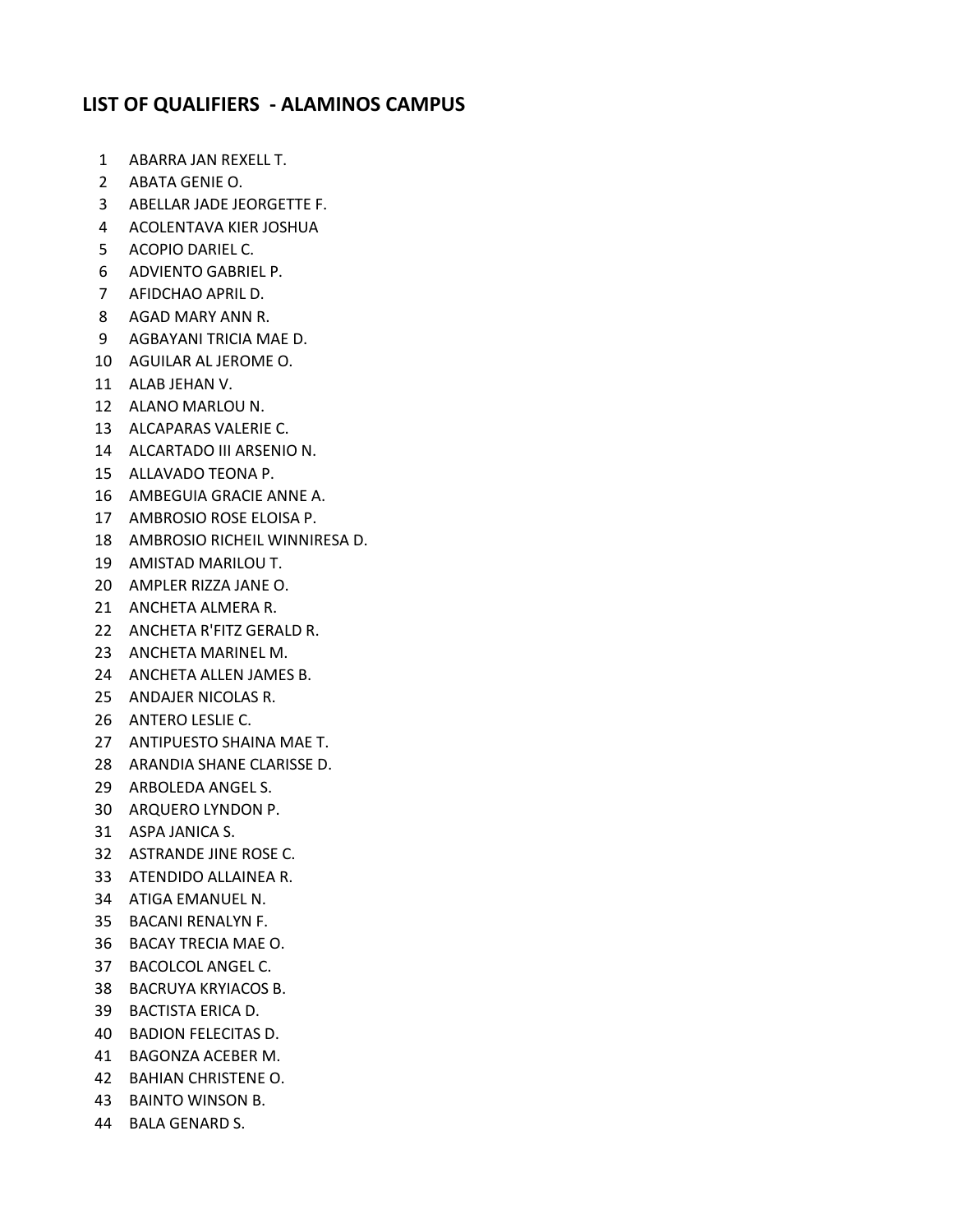## LIST OF QUALIFIERS - ALAMINOS CAMPUS

1. ABARRA JAN REXELL T.
2. ABATA GENIE O.
3. ABELLAR JADE JEORGETTE F.
4. ACOLENTAVA KIER JOSHUA
5. ACOPIO DARIEL C.
6. ADVIENTO GABRIEL P.
7. AFIDCHAO APRIL D.
8. AGAD MARY ANN R.
9. AGBAYANI TRICIA MAE D.
10. AGUILAR AL JEROME O.
11. ALAB JEHAN V.
12. ALANO MARLOU N.
13. ALCAPARAS VALERIE C.
14. ALCARTADO III ARSENIO N.
15. ALLAVADO TEONA P.
16. AMBEGUIA GRACIE ANNE A.
17. AMBROSIO ROSE ELOISA P.
18. AMBROSIO RICHEIL WINNIRESA D.
19. AMISTAD MARILOU T.
20. AMPLER RIZZA JANE O.
21. ANCHETA ALMERA R.
22. ANCHETA R'FITZ GERALD R.
23. ANCHETA MARINEL M.
24. ANCHETA ALLEN JAMES B.
25. ANDAJER NICOLAS R.
26. ANTERO LESLIE C.
27. ANTIPUESTO SHAINA MAE T.
28. ARANDIA SHANE CLARISSE D.
29. ARBOLEDA ANGEL S.
30. ARQUERO LYNDON P.
31. ASPA JANICA S.
32. ASTRANDE JINE ROSE C.
33. ATENDIDO ALLAINEA R.
34. ATIGA EMANUEL N.
35. BACANI RENALYN F.
36. BACAY TRECIA MAE O.
37. BACOLCOL ANGEL C.
38. BACRUYA KRYIACOS B.
39. BACTISTA ERICA D.
40. BADION FELECITAS D.
41. BAGONZA ACEBER M.
42. BAHIAN CHRISTENE O.
43. BAINTO WINSON B.
44. BALA GENARD S.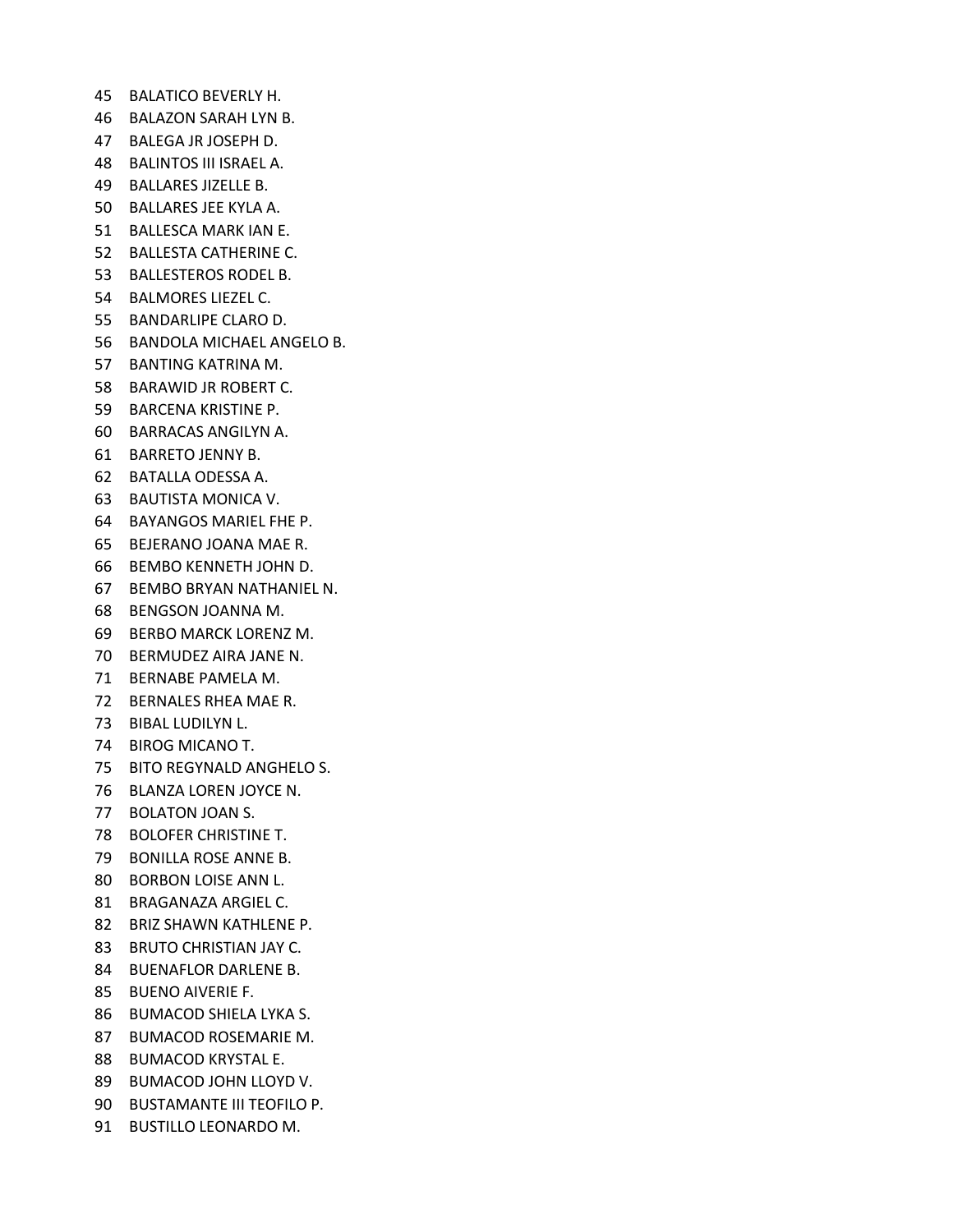45 BALATICO BEVERLY H.
46 BALAZON SARAH LYN B.
47 BALEGA JR JOSEPH D.
48 BALINTOS III ISRAEL A.
49 BALLARES JIZELLE B.
50 BALLARES JEE KYLA A.
51 BALLESCA MARK IAN E.
52 BALLESTA CATHERINE C.
53 BALLESTEROS RODEL B.
54 BALMORES LIEZEL C.
55 BANDARLIPE CLARO D.
56 BANDOLA MICHAEL ANGELO B.
57 BANTING KATRINA M.
58 BARAWID JR ROBERT C.
59 BARCENA KRISTINE P.
60 BARRACAS ANGILYN A.
61 BARRETO JENNY B.
62 BATALLA ODESSA A.
63 BAUTISTA MONICA V.
64 BAYANGOS MARIEL FHE P.
65 BEJERANO JOANA MAE R.
66 BEMBO KENNETH JOHN D.
67 BEMBO BRYAN NATHANIEL N.
68 BENGSON JOANNA M.
69 BERBO MARCK LORENZ M.
70 BERMUDEZ AIRA JANE N.
71 BERNABE PAMELA M.
72 BERNALES RHEA MAE R.
73 BIBAL LUDILYN L.
74 BIROG MICANO T.
75 BITO REGYNALD ANGHELO S.
76 BLANZA LOREN JOYCE N.
77 BOLATON JOAN S.
78 BOLOFER CHRISTINE T.
79 BONILLA ROSE ANNE B.
80 BORBON LOISE ANN L.
81 BRAGANAZA ARGIEL C.
82 BRIZ SHAWN KATHLENE P.
83 BRUTO CHRISTIAN JAY C.
84 BUENAFLOR DARLENE B.
85 BUENO AIVERIE F.
86 BUMACOD SHIELA LYKA S.
87 BUMACOD ROSEMARIE M.
88 BUMACOD KRYSTAL E.
89 BUMACOD JOHN LLOYD V.
90 BUSTAMANTE III TEOFILO P.
91 BUSTILLO LEONARDO M.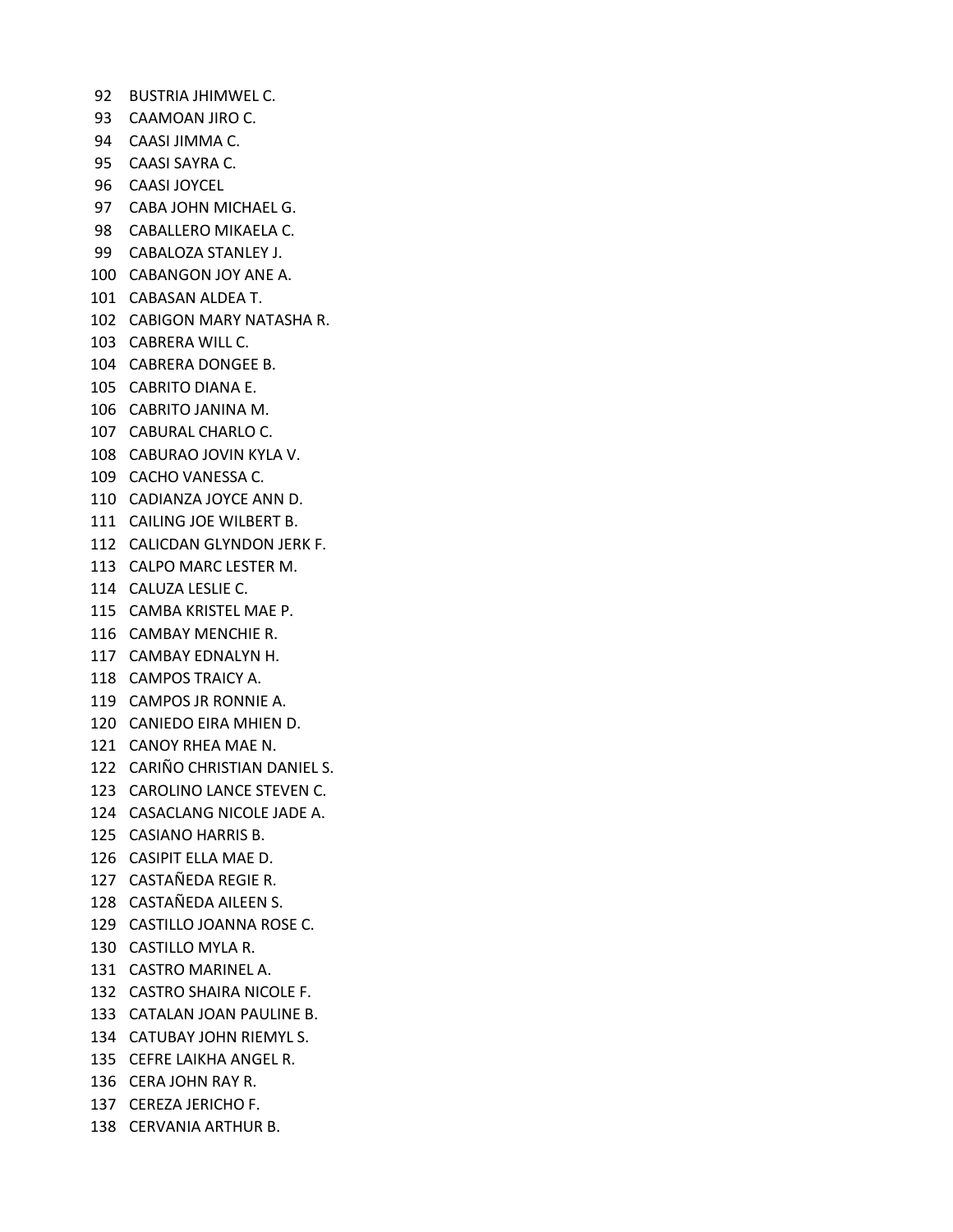92 BUSTRIA JHIMWEL C.
93 CAAMOAN JIRO C.
94 CAASI JIMMA C.
95 CAASI SAYRA C.
96 CAASI JOYCEL
97 CABA JOHN MICHAEL G.
98 CABALLERO MIKAELA C.
99 CABALOZA STANLEY J.
100 CABANGON JOY ANE A.
101 CABASAN ALDEA T.
102 CABIGON MARY NATASHA R.
103 CABRERA WILL C.
104 CABRERA DONGEE B.
105 CABRITO DIANA E.
106 CABRITO JANINA M.
107 CABURAL CHARLO C.
108 CABURAO JOVIN KYLA V.
109 CACHO VANESSA C.
110 CADIANZA JOYCE ANN D.
111 CAILING JOE WILBERT B.
112 CALICDAN GLYNDON JERK F.
113 CALPO MARC LESTER M.
114 CALUZA LESLIE C.
115 CAMBA KRISTEL MAE P.
116 CAMBAY MENCHIE R.
117 CAMBAY EDNALYN H.
118 CAMPOS TRAICY A.
119 CAMPOS JR RONNIE A.
120 CANIEDO EIRA MHIEN D.
121 CANOY RHEA MAE N.
122 CARIÑO CHRISTIAN DANIEL S.
123 CAROLINO LANCE STEVEN C.
124 CASACLANG NICOLE JADE A.
125 CASIANO HARRIS B.
126 CASIPIT ELLA MAE D.
127 CASTAÑEDA REGIE R.
128 CASTAÑEDA AILEEN S.
129 CASTILLO JOANNA ROSE C.
130 CASTILLO MYLA R.
131 CASTRO MARINEL A.
132 CASTRO SHAIRA NICOLE F.
133 CATALAN JOAN PAULINE B.
134 CATUBAY JOHN RIEMYL S.
135 CEFRE LAIKHA ANGEL R.
136 CERA JOHN RAY R.
137 CEREZA JERICHO F.
138 CERVANIA ARTHUR B.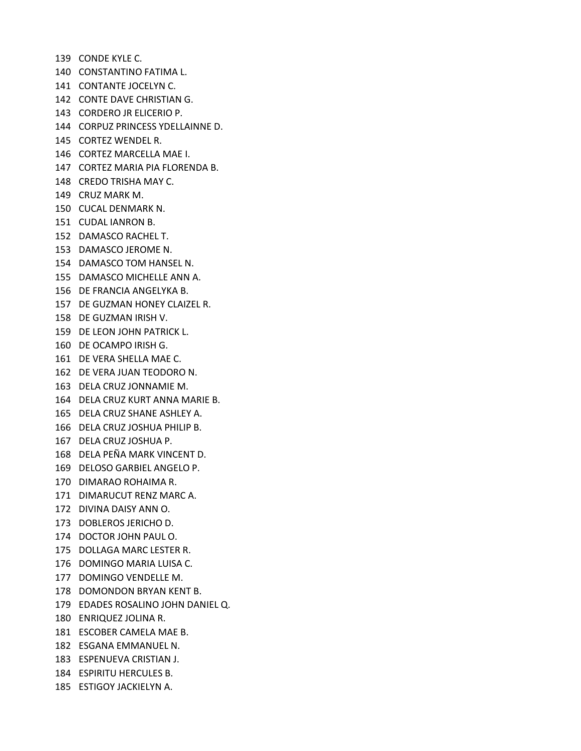139 CONDE KYLE C.
140 CONSTANTINO FATIMA L.
141 CONTANTE JOCELYN C.
142 CONTE DAVE CHRISTIAN G.
143 CORDERO JR ELICERIO P.
144 CORPUZ PRINCESS YDELLAINNE D.
145 CORTEZ WENDEL R.
146 CORTEZ MARCELLA MAE I.
147 CORTEZ MARIA PIA FLORENDA B.
148 CREDO TRISHA MAY C.
149 CRUZ MARK M.
150 CUCAL DENMARK N.
151 CUDAL IANRON B.
152 DAMASCO RACHEL T.
153 DAMASCO JEROME N.
154 DAMASCO TOM HANSEL N.
155 DAMASCO MICHELLE ANN A.
156 DE FRANCIA ANGELYKA B.
157 DE GUZMAN HONEY CLAIZEL R.
158 DE GUZMAN IRISH V.
159 DE LEON JOHN PATRICK L.
160 DE OCAMPO IRISH G.
161 DE VERA SHELLA MAE C.
162 DE VERA JUAN TEODORO N.
163 DELA CRUZ JONNAMIE M.
164 DELA CRUZ KURT ANNA MARIE B.
165 DELA CRUZ SHANE ASHLEY A.
166 DELA CRUZ JOSHUA PHILIP B.
167 DELA CRUZ JOSHUA P.
168 DELA PEÑA MARK VINCENT D.
169 DELOSO GARBIEL ANGELO P.
170 DIMARAO ROHAIMA R.
171 DIMARUCUT RENZ MARC A.
172 DIVINA DAISY ANN O.
173 DOBLEROS JERICHO D.
174 DOCTOR JOHN PAUL O.
175 DOLLAGA MARC LESTER R.
176 DOMINGO MARIA LUISA C.
177 DOMINGO VENDELLE M.
178 DOMONDON BRYAN KENT B.
179 EDADES ROSALINO JOHN DANIEL Q.
180 ENRIQUEZ JOLINA R.
181 ESCOBER CAMELA MAE B.
182 ESGANA EMMANUEL N.
183 ESPENUEVA CRISTIAN J.
184 ESPIRITU HERCULES B.
185 ESTIGOY JACKIELYN A.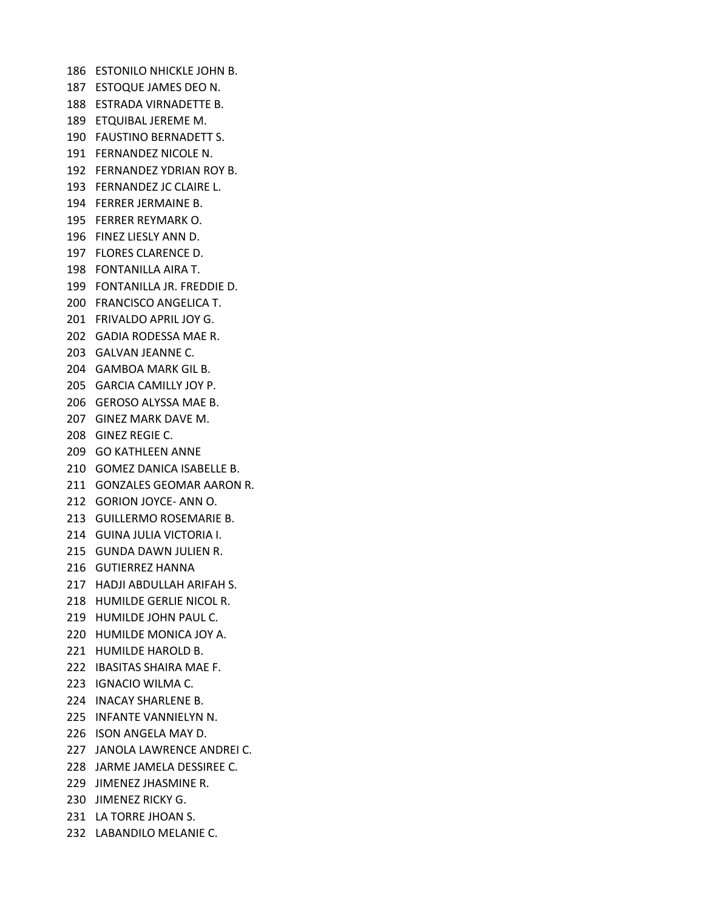186 ESTONILO NHICKLE JOHN B.
187 ESTOQUE JAMES DEO N.
188 ESTRADA VIRNADETTE B.
189 ETQUIBAL JEREME M.
190 FAUSTINO BERNADETT S.
191 FERNANDEZ NICOLE N.
192 FERNANDEZ YDRIAN ROY B.
193 FERNANDEZ JC CLAIRE L.
194 FERRER JERMAINE B.
195 FERRER REYMARK O.
196 FINEZ LIESLY ANN D.
197 FLORES CLARENCE D.
198 FONTANILLA AIRA T.
199 FONTANILLA JR. FREDDIE D.
200 FRANCISCO ANGELICA T.
201 FRIVALDO APRIL JOY G.
202 GADIA RODESSA MAE R.
203 GALVAN JEANNE C.
204 GAMBOA MARK GIL B.
205 GARCIA CAMILLY JOY P.
206 GEROSO ALYSSA MAE B.
207 GINEZ MARK DAVE M.
208 GINEZ REGIE C.
209 GO KATHLEEN ANNE
210 GOMEZ DANICA ISABELLE B.
211 GONZALES GEOMAR AARON R.
212 GORION JOYCE- ANN O.
213 GUILLERMO ROSEMARIE B.
214 GUINA JULIA VICTORIA I.
215 GUNDA DAWN JULIEN R.
216 GUTIERREZ HANNA
217 HADJI ABDULLAH ARIFAH S.
218 HUMILDE GERLIE NICOL R.
219 HUMILDE JOHN PAUL C.
220 HUMILDE MONICA JOY A.
221 HUMILDE HAROLD B.
222 IBASITAS SHAIRA MAE F.
223 IGNACIO WILMA C.
224 INACAY SHARLENE B.
225 INFANTE VANNIELYN N.
226 ISON ANGELA MAY D.
227 JANOLA LAWRENCE ANDREI C.
228 JARME JAMELA DESSIREE C.
229 JIMENEZ JHASMINE R.
230 JIMENEZ RICKY G.
231 LA TORRE JHOAN S.
232 LABANDILO MELANIE C.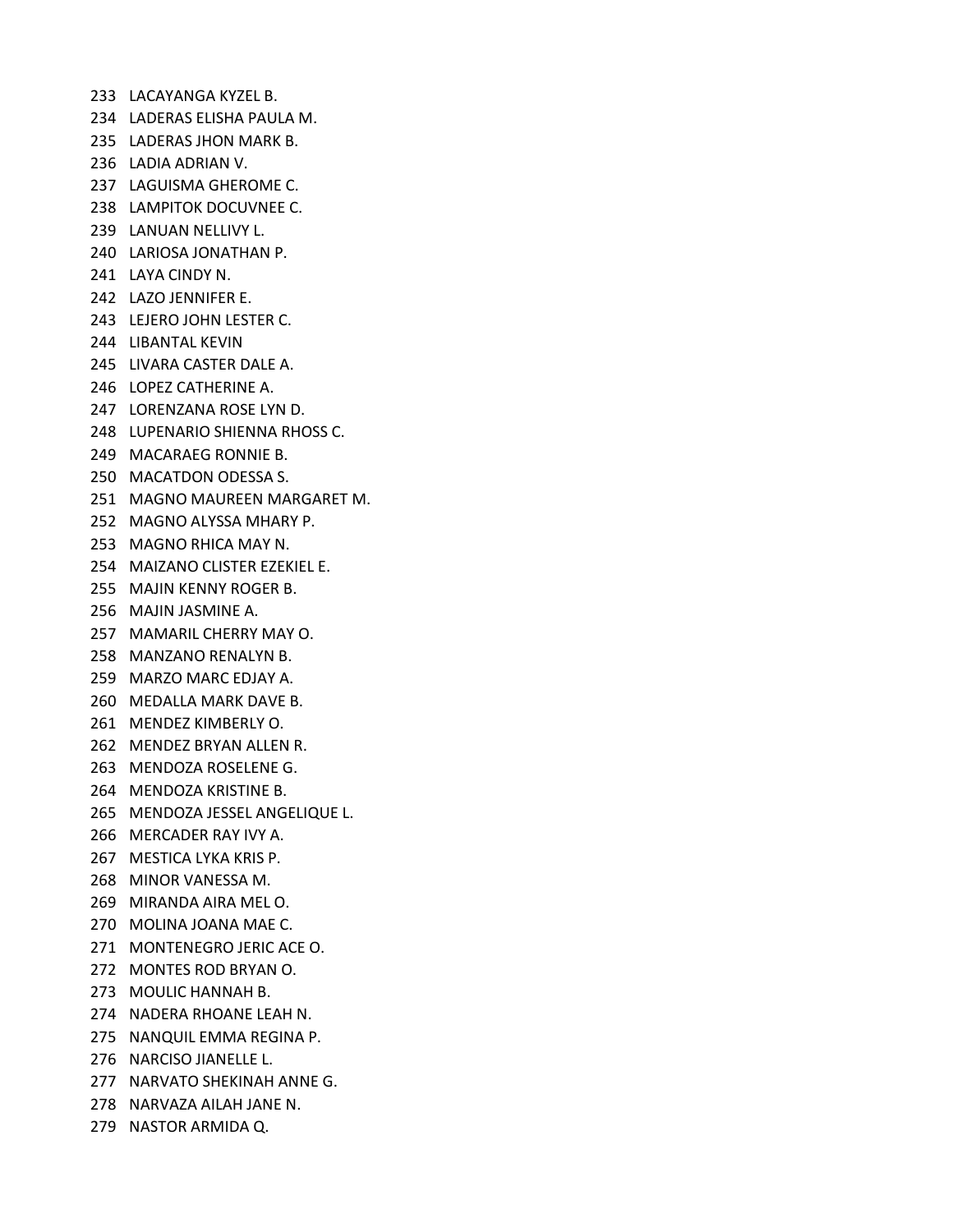233 LACAYANGA KYZEL B.
234 LADERAS ELISHA PAULA M.
235 LADERAS JHON MARK B.
236 LADIA ADRIAN V.
237 LAGUISMA GHEROME C.
238 LAMPITOK DOCUVNEE C.
239 LANUAN NELLIVY L.
240 LARIOSA JONATHAN P.
241 LAYA CINDY N.
242 LAZO JENNIFER E.
243 LEJERO JOHN LESTER C.
244 LIBANTAL KEVIN
245 LIVARA CASTER DALE A.
246 LOPEZ CATHERINE A.
247 LORENZANA ROSE LYN D.
248 LUPENARIO SHIENNA RHOSS C.
249 MACARAEG RONNIE B.
250 MACATDON ODESSA S.
251 MAGNO MAUREEN MARGARET M.
252 MAGNO ALYSSA MHARY P.
253 MAGNO RHICA MAY N.
254 MAIZANO CLISTER EZEKIEL E.
255 MAJIN KENNY ROGER B.
256 MAJIN JASMINE A.
257 MAMARIL CHERRY MAY O.
258 MANZANO RENALYN B.
259 MARZO MARC EDJAY A.
260 MEDALLA MARK DAVE B.
261 MENDEZ KIMBERLY O.
262 MENDEZ BRYAN ALLEN R.
263 MENDOZA ROSELENE G.
264 MENDOZA KRISTINE B.
265 MENDOZA JESSEL ANGELIQUE L.
266 MERCADER RAY IVY A.
267 MESTICA LYKA KRIS P.
268 MINOR VANESSA M.
269 MIRANDA AIRA MEL O.
270 MOLINA JOANA MAE C.
271 MONTENEGRO JERIC ACE O.
272 MONTES ROD BRYAN O.
273 MOULIC HANNAH B.
274 NADERA RHOANE LEAH N.
275 NANQUIL EMMA REGINA P.
276 NARCISO JIANELLE L.
277 NARVATO SHEKINAH ANNE G.
278 NARVAZA AILAH JANE N.
279 NASTOR ARMIDA Q.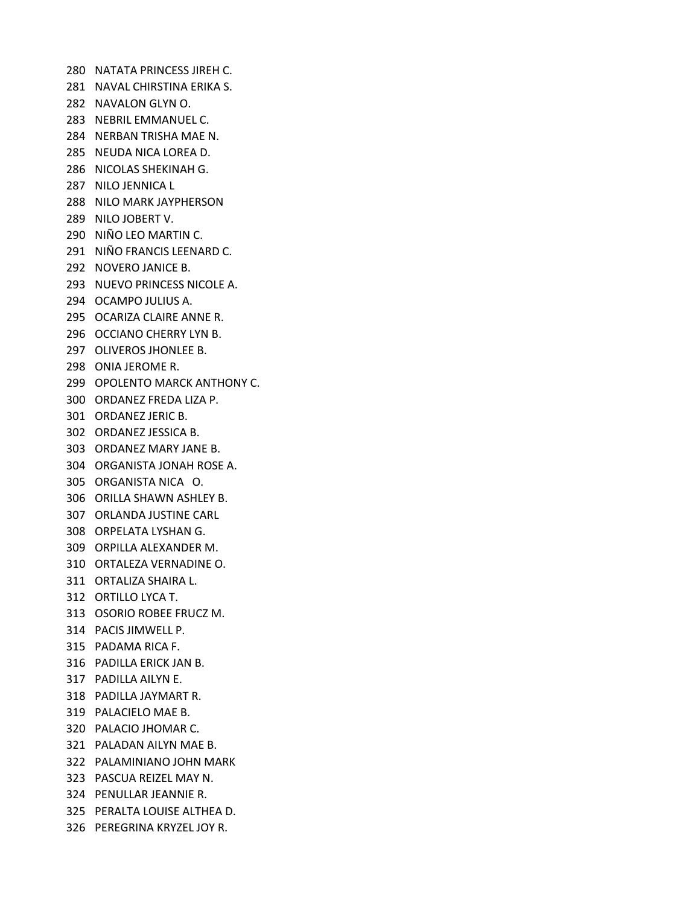280 NATATA PRINCESS JIREH C.
281 NAVAL CHIRSTINA ERIKA S.
282 NAVALON GLYN O.
283 NEBRIL EMMANUEL C.
284 NERBAN TRISHA MAE N.
285 NEUDA NICA LOREA D.
286 NICOLAS SHEKINAH G.
287 NILO JENNICA L
288 NILO MARK JAYPHERSON
289 NILO JOBERT V.
290 NIÑO LEO MARTIN C.
291 NIÑO FRANCIS LEENARD C.
292 NOVERO JANICE B.
293 NUEVO PRINCESS NICOLE A.
294 OCAMPO JULIUS A.
295 OCARIZA CLAIRE ANNE R.
296 OCCIANO CHERRY LYN B.
297 OLIVEROS JHONLEE B.
298 ONIA JEROME R.
299 OPOLENTO MARCK ANTHONY C.
300 ORDANEZ FREDA LIZA P.
301 ORDANEZ JERIC B.
302 ORDANEZ JESSICA B.
303 ORDANEZ MARY JANE B.
304 ORGANISTA JONAH ROSE A.
305 ORGANISTA NICA O.
306 ORILLA SHAWN ASHLEY B.
307 ORLANDA JUSTINE CARL
308 ORPELATA LYSHAN G.
309 ORPILLA ALEXANDER M.
310 ORTALEZA VERNADINE O.
311 ORTALIZA SHAIRA L.
312 ORTILLO LYCA T.
313 OSORIO ROBEE FRUCZ M.
314 PACIS JIMWELL P.
315 PADAMA RICA F.
316 PADILLA ERICK JAN B.
317 PADILLA AILYN E.
318 PADILLA JAYMART R.
319 PALACIELO MAE B.
320 PALACIO JHOMAR C.
321 PALADAN AILYN MAE B.
322 PALAMINIANO JOHN MARK
323 PASCUA REIZEL MAY N.
324 PENULLAR JEANNIE R.
325 PERALTA LOUISE ALTHEA D.
326 PEREGRINA KRYZEL JOY R.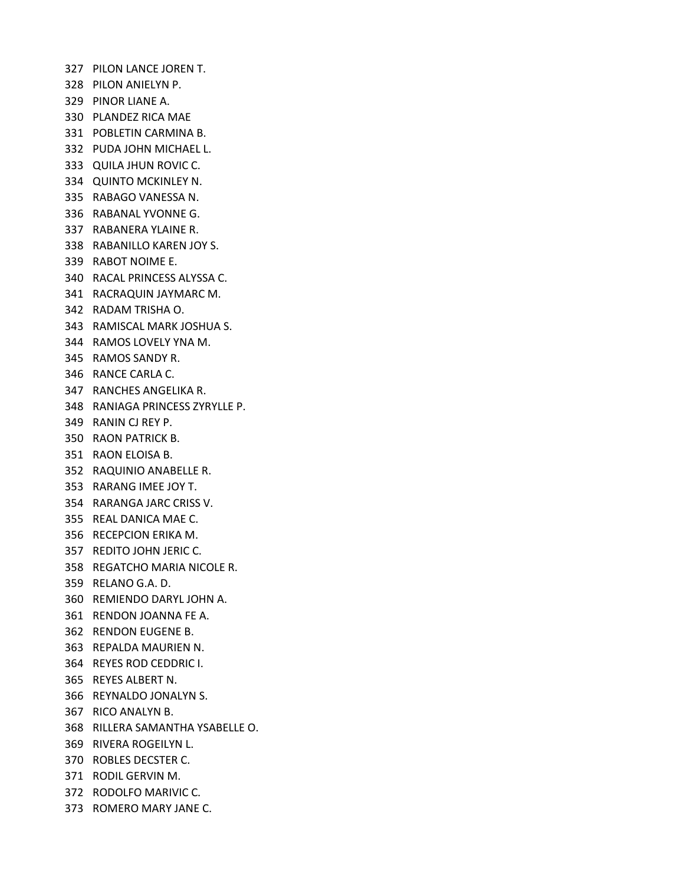327 PILON LANCE JOREN T.
328 PILON ANIELYN P.
329 PINOR LIANE A.
330 PLANDEZ RICA MAE
331 POBLETIN CARMINA B.
332 PUDA JOHN MICHAEL L.
333 QUILA JHUN ROVIC C.
334 QUINTO MCKINLEY N.
335 RABAGO VANESSA N.
336 RABANAL YVONNE G.
337 RABANERA YLAINE R.
338 RABANILLO KAREN JOY S.
339 RABOT NOIME E.
340 RACAL PRINCESS ALYSSA C.
341 RACRAQUIN JAYMARC M.
342 RADAM TRISHA O.
343 RAMISCAL MARK JOSHUA S.
344 RAMOS LOVELY YNA M.
345 RAMOS SANDY R.
346 RANCE CARLA C.
347 RANCHES ANGELIKA R.
348 RANIAGA PRINCESS ZYRYLLE P.
349 RANIN CJ REY P.
350 RAON PATRICK B.
351 RAON ELOISA B.
352 RAQUINIO ANABELLE R.
353 RARANG IMEE JOY T.
354 RARANGA JARC CRISS V.
355 REAL DANICA MAE C.
356 RECEPCION ERIKA M.
357 REDITO JOHN JERIC C.
358 REGATCHO MARIA NICOLE R.
359 RELANO G.A. D.
360 REMIENDO DARYL JOHN A.
361 RENDON JOANNA FE A.
362 RENDON EUGENE B.
363 REPALDA MAURIEN N.
364 REYES ROD CEDDRIC I.
365 REYES ALBERT N.
366 REYNALDO JONALYN S.
367 RICO ANALYN B.
368 RILLERA SAMANTHA YSABELLE O.
369 RIVERA ROGEILYN L.
370 ROBLES DECSTER C.
371 RODIL GERVIN M.
372 RODOLFO MARIVIC C.
373 ROMERO MARY JANE C.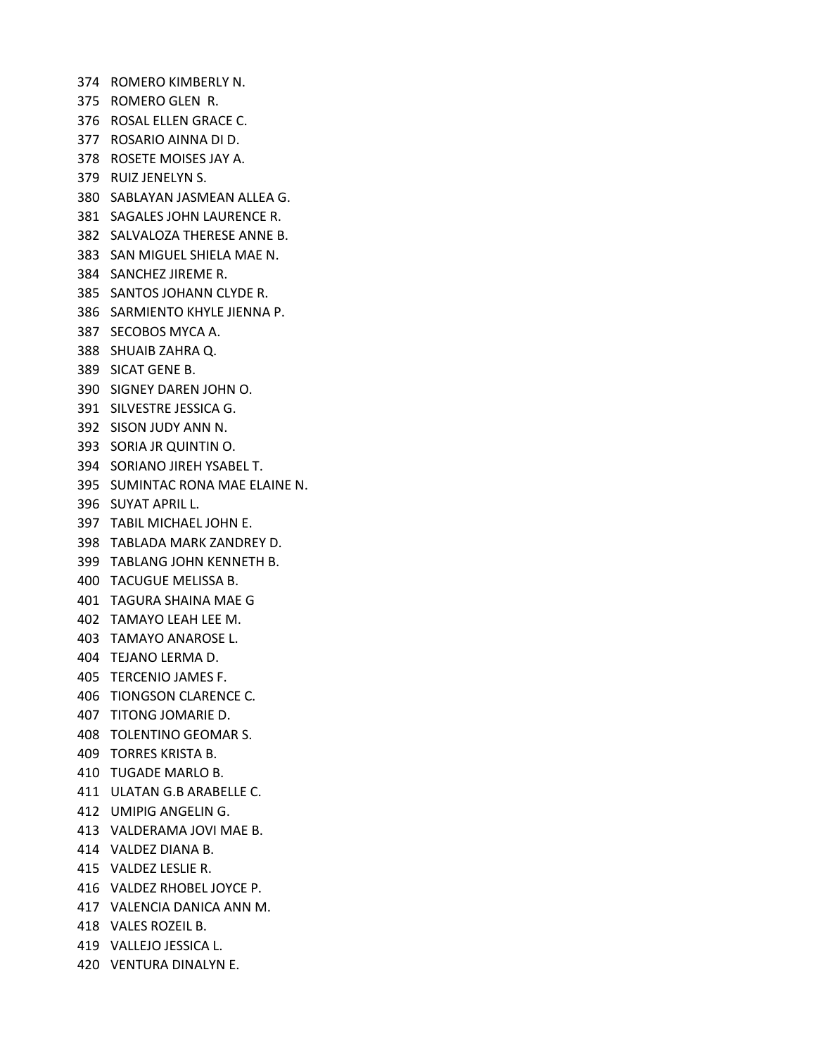374 ROMERO KIMBERLY N.
375 ROMERO GLEN R.
376 ROSAL ELLEN GRACE C.
377 ROSARIO AINNA DI D.
378 ROSETE MOISES JAY A.
379 RUIZ JENELYN S.
380 SABLAYAN JASMEAN ALLEA G.
381 SAGALES JOHN LAURENCE R.
382 SALVALOZA THERESE ANNE B.
383 SAN MIGUEL SHIELA MAE N.
384 SANCHEZ JIREME R.
385 SANTOS JOHANN CLYDE R.
386 SARMIENTO KHYLE JIENNA P.
387 SECOBOS MYCA A.
388 SHUAIB ZAHRA Q.
389 SICAT GENE B.
390 SIGNEY DAREN JOHN O.
391 SILVESTRE JESSICA G.
392 SISON JUDY ANN N.
393 SORIA JR QUINTIN O.
394 SORIANO JIREH YSABEL T.
395 SUMINTAC RONA MAE ELAINE N.
396 SUYAT APRIL L.
397 TABIL MICHAEL JOHN E.
398 TABLADA MARK ZANDREY D.
399 TABLANG JOHN KENNETH B.
400 TACUGUE MELISSA B.
401 TAGURA SHAINA MAE G
402 TAMAYO LEAH LEE M.
403 TAMAYO ANAROSE L.
404 TEJANO LERMA D.
405 TERCENIO JAMES F.
406 TIONGSON CLARENCE C.
407 TITONG JOMARIE D.
408 TOLENTINO GEOMAR S.
409 TORRES KRISTA B.
410 TUGADE MARLO B.
411 ULATAN G.B ARABELLE C.
412 UMIPIG ANGELIN G.
413 VALDERAMA JOVI MAE B.
414 VALDEZ DIANA B.
415 VALDEZ LESLIE R.
416 VALDEZ RHOBEL JOYCE P.
417 VALENCIA DANICA ANN M.
418 VALES ROZEIL B.
419 VALLEJO JESSICA L.
420 VENTURA DINALYN E.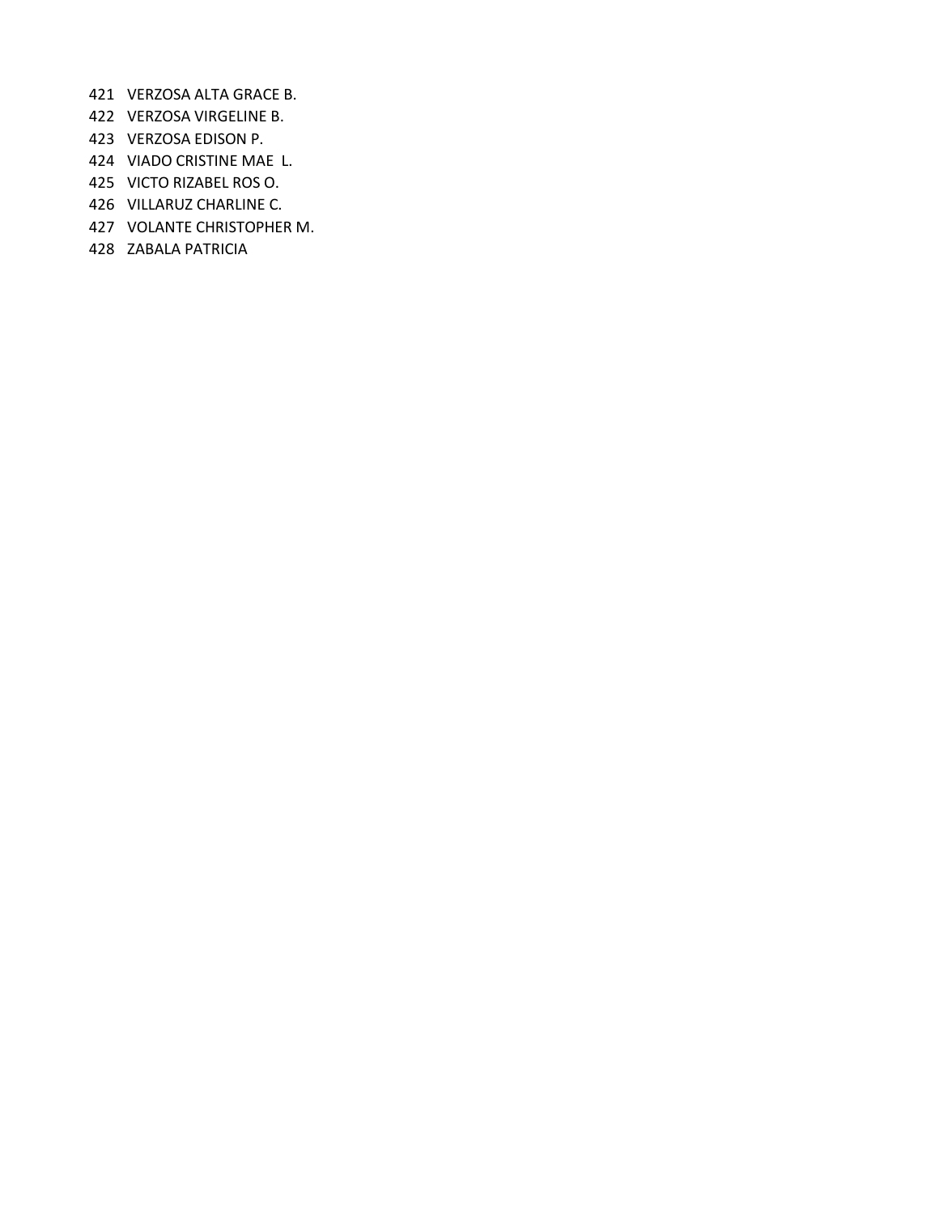421 VERZOSA ALTA GRACE B.
422 VERZOSA VIRGELINE B.
423 VERZOSA EDISON P.
424 VIADO CRISTINE MAE L.
425 VICTO RIZABEL ROS O.
426 VILLARUZ CHARLINE C.
427 VOLANTE CHRISTOPHER M.
428 ZABALA PATRICIA